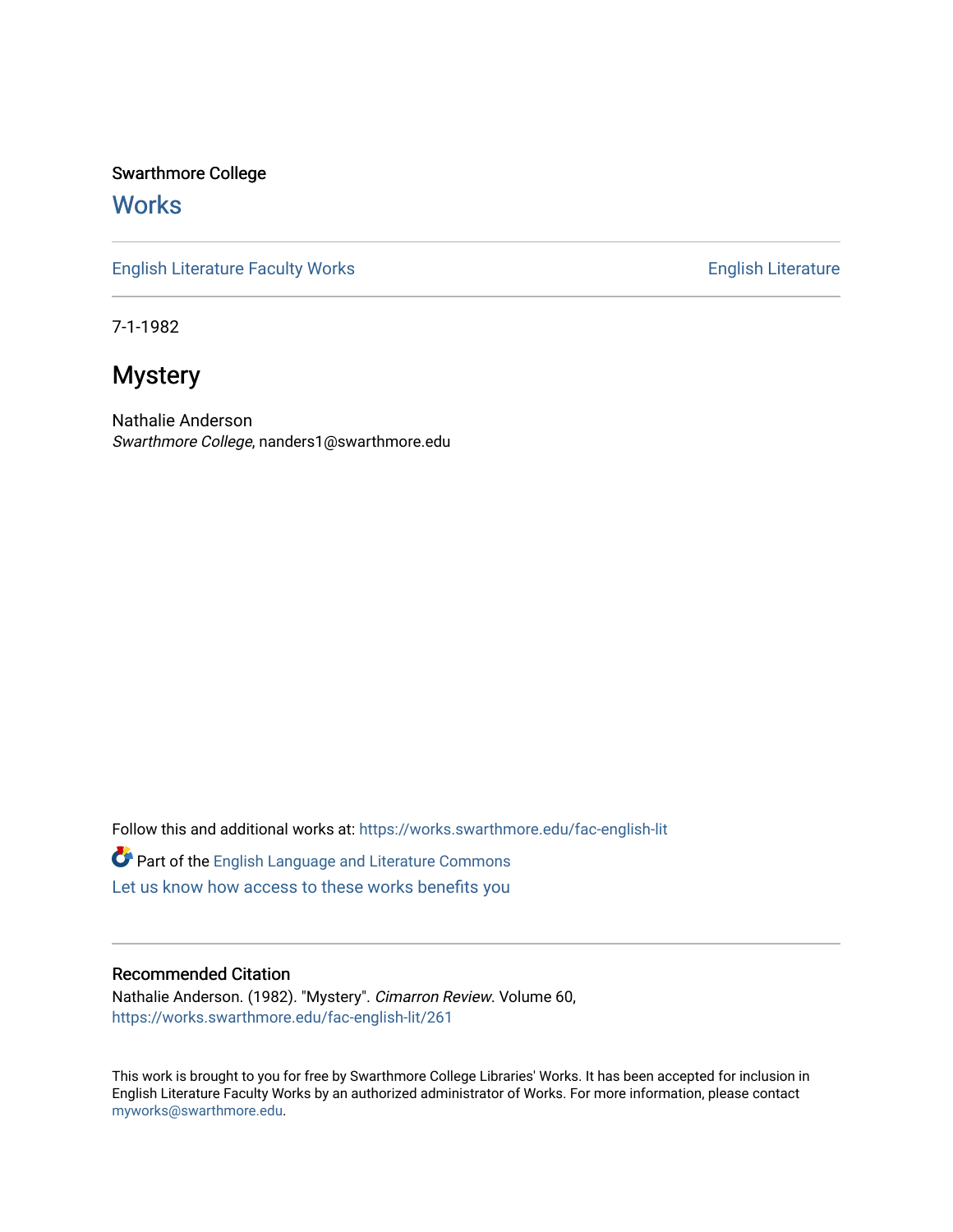Swarthmore College

# Works

English Literature Faculty Works | English Literature

7-1-1982

## Mystery

Nathalie Anderson
*Swarthmore College*, nanders1@swarthmore.edu

Follow this and additional works at: https://works.swarthmore.edu/fac-english-lit

Part of the English Language and Literature Commons

Let us know how access to these works benefits you

### Recommended Citation

Nathalie Anderson. (1982). "Mystery". *Cimarron Review*. Volume 60,
https://works.swarthmore.edu/fac-english-lit/261

This work is brought to you for free by Swarthmore College Libraries' Works. It has been accepted for inclusion in English Literature Faculty Works by an authorized administrator of Works. For more information, please contact myworks@swarthmore.edu.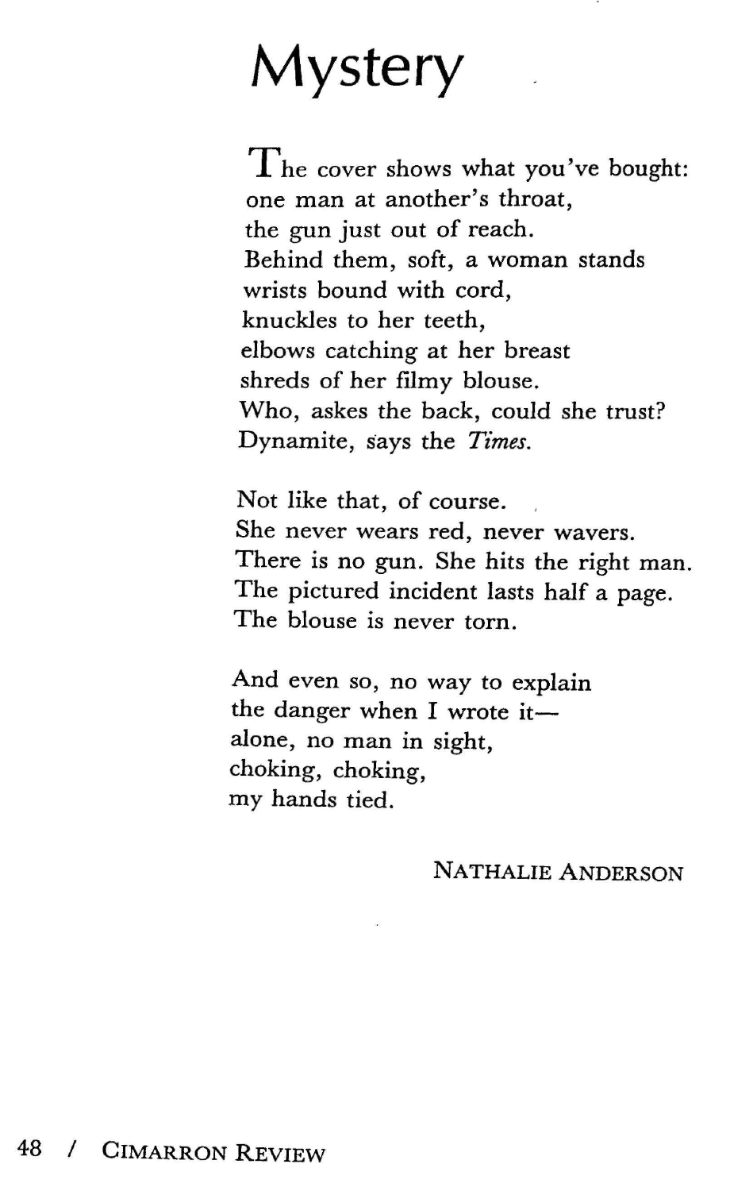# Mystery

The cover shows what you've bought:
one man at another's throat,
the gun just out of reach.
Behind them, soft, a woman stands
wrists bound with cord,
knuckles to her teeth,
elbows catching at her breast
shreds of her filmy blouse.
Who, askes the back, could she trust?
Dynamite, says the *Times*.

Not like that, of course.
She never wears red, never wavers.
There is no gun. She hits the right man.
The pictured incident lasts half a page.
The blouse is never torn.

And even so, no way to explain
the danger when I wrote it—
alone, no man in sight,
choking, choking,
my hands tied.

NATHALIE ANDERSON